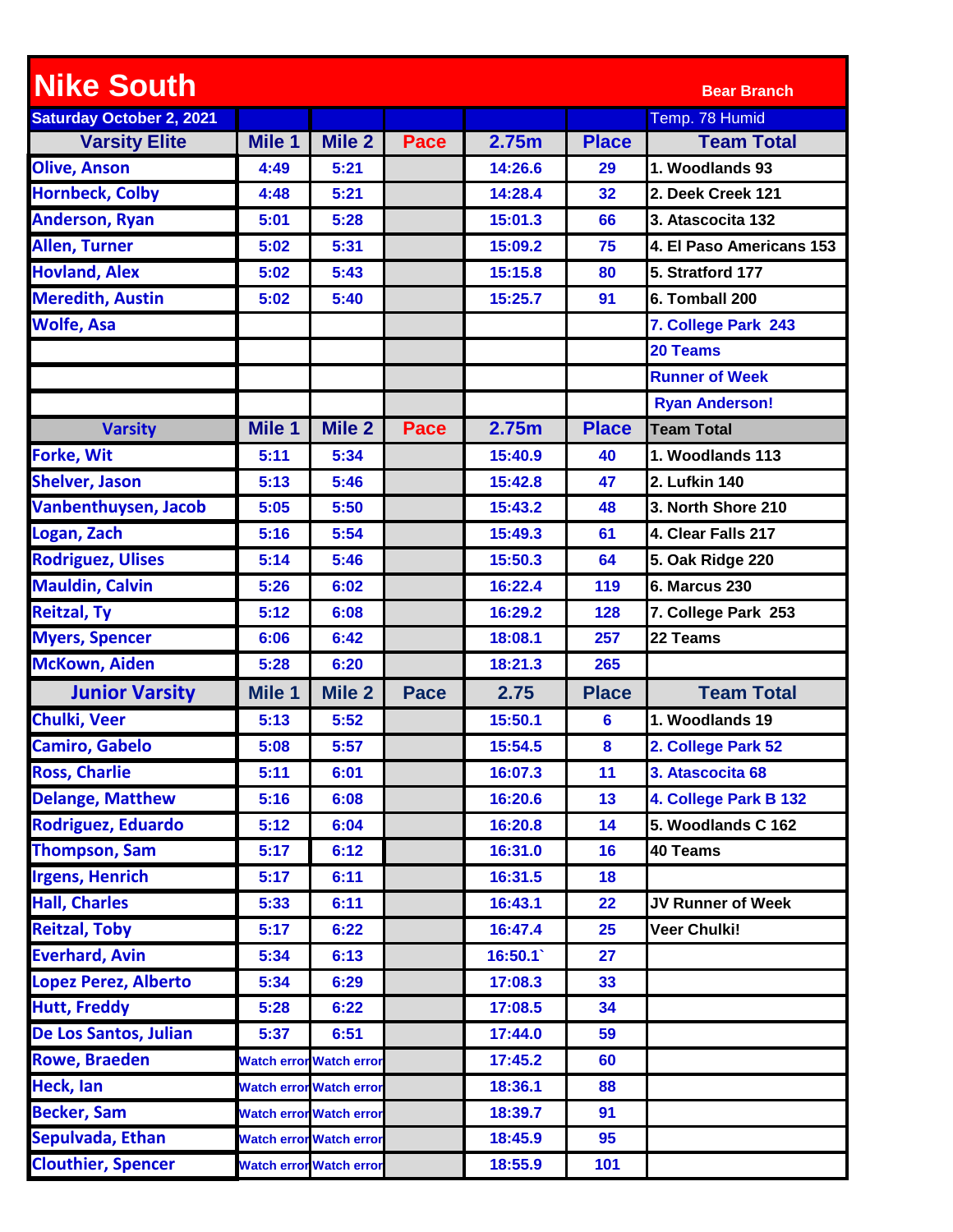# Nike South

**Bear Branch**

| Saturday October 2, 2021 | | | | | | Temp. 78 Humid |
|---|---|---|---|---|---|---|
| **Varsity Elite** | **Mile 1** | **Mile 2** | **Pace** | **2.75m** | **Place** | **Team Total** |
| Olive, Anson | 4:49 | 5:21 | | 14:26.6 | 29 | 1. Woodlands 93 |
| Hornbeck, Colby | 4:48 | 5:21 | | 14:28.4 | 32 | 2. Deek Creek 121 |
| Anderson, Ryan | 5:01 | 5:28 | | 15:01.3 | 66 | 3. Atascocita 132 |
| Allen, Turner | 5:02 | 5:31 | | 15:09.2 | 75 | 4. El Paso Americans 153 |
| Hovland, Alex | 5:02 | 5:43 | | 15:15.8 | 80 | 5. Stratford 177 |
| Meredith, Austin | 5:02 | 5:40 | | 15:25.7 | 91 | 6. Tomball 200 |
| Wolfe, Asa | | | | | | 7. College Park 243 |
| | | | | | | 20 Teams |
| | | | | | | Runner of Week |
| | | | | | | Ryan Anderson! |
| **Varsity** | **Mile 1** | **Mile 2** | **Pace** | **2.75m** | **Place** | **Team Total** |
| Forke, Wit | 5:11 | 5:34 | | 15:40.9 | 40 | 1. Woodlands 113 |
| Shelver, Jason | 5:13 | 5:46 | | 15:42.8 | 47 | 2. Lufkin 140 |
| Vanbenthuysen, Jacob | 5:05 | 5:50 | | 15:43.2 | 48 | 3. North Shore 210 |
| Logan, Zach | 5:16 | 5:54 | | 15:49.3 | 61 | 4. Clear Falls 217 |
| Rodriguez, Ulises | 5:14 | 5:46 | | 15:50.3 | 64 | 5. Oak Ridge 220 |
| Mauldin, Calvin | 5:26 | 6:02 | | 16:22.4 | 119 | 6. Marcus 230 |
| Reitzal, Ty | 5:12 | 6:08 | | 16:29.2 | 128 | 7. College Park 253 |
| Myers, Spencer | 6:06 | 6:42 | | 18:08.1 | 257 | 22 Teams |
| McKown, Aiden | 5:28 | 6:20 | | 18:21.3 | 265 | |
| **Junior Varsity** | **Mile 1** | **Mile 2** | **Pace** | **2.75** | **Place** | **Team Total** |
| Chulki, Veer | 5:13 | 5:52 | | 15:50.1 | 6 | 1. Woodlands 19 |
| Camiro, Gabelo | 5:08 | 5:57 | | 15:54.5 | 8 | 2. College Park 52 |
| Ross, Charlie | 5:11 | 6:01 | | 16:07.3 | 11 | 3. Atascocita 68 |
| Delange, Matthew | 5:16 | 6:08 | | 16:20.6 | 13 | 4. College Park B 132 |
| Rodriguez, Eduardo | 5:12 | 6:04 | | 16:20.8 | 14 | 5. Woodlands C 162 |
| Thompson, Sam | 5:17 | 6:12 | | 16:31.0 | 16 | 40 Teams |
| Irgens, Henrich | 5:17 | 6:11 | | 16:31.5 | 18 | |
| Hall, Charles | 5:33 | 6:11 | | 16:43.1 | 22 | JV Runner of Week |
| Reitzal, Toby | 5:17 | 6:22 | | 16:47.4 | 25 | Veer Chulki! |
| Everhard, Avin | 5:34 | 6:13 | | 16:50.1` | 27 | |
| Lopez Perez, Alberto | 5:34 | 6:29 | | 17:08.3 | 33 | |
| Hutt, Freddy | 5:28 | 6:22 | | 17:08.5 | 34 | |
| De Los Santos, Julian | 5:37 | 6:51 | | 17:44.0 | 59 | |
| Rowe, Braeden | Watch error | Watch error | | 17:45.2 | 60 | |
| Heck, Ian | Watch error | Watch error | | 18:36.1 | 88 | |
| Becker, Sam | Watch error | Watch error | | 18:39.7 | 91 | |
| Sepulvada, Ethan | Watch error | Watch error | | 18:45.9 | 95 | |
| Clouthier, Spencer | Watch error | Watch error | | 18:55.9 | 101 | |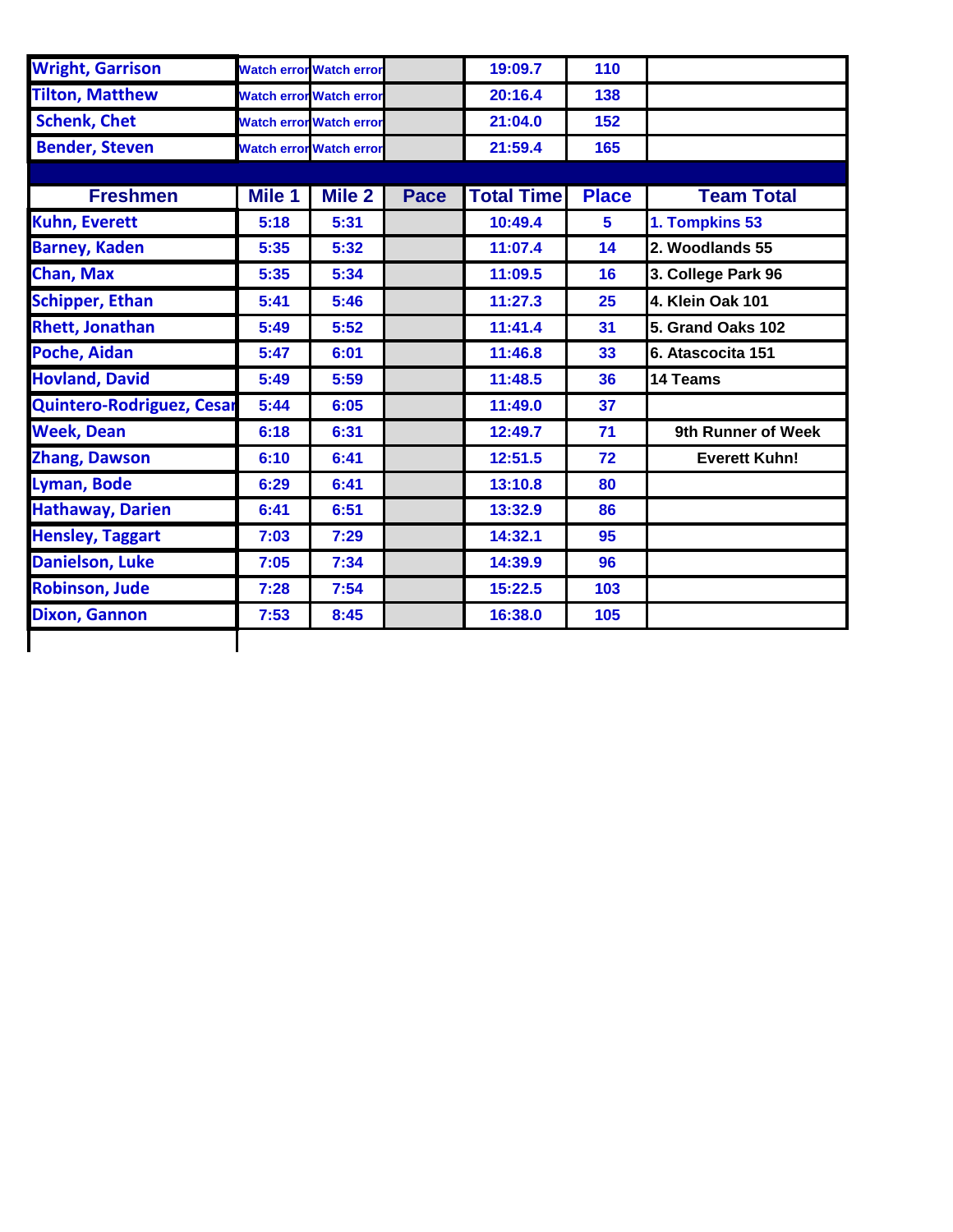| | | | | | | |
|---|---|---|---|---|---|---|
| Wright, Garrison | Watch error | Watch error | | 19:09.7 | 110 | |
| Tilton, Matthew | Watch error | Watch error | | 20:16.4 | 138 | |
| Schenk, Chet | Watch error | Watch error | | 21:04.0 | 152 | |
| Bender, Steven | Watch error | Watch error | | 21:59.4 | 165 | |

| Freshmen | Mile 1 | Mile 2 | Pace | Total Time | Place | Team Total |
|---|---|---|---|---|---|---|
| Kuhn, Everett | 5:18 | 5:31 | | 10:49.4 | 5 | 1. Tompkins 53 |
| Barney, Kaden | 5:35 | 5:32 | | 11:07.4 | 14 | 2. Woodlands 55 |
| Chan, Max | 5:35 | 5:34 | | 11:09.5 | 16 | 3. College Park 96 |
| Schipper, Ethan | 5:41 | 5:46 | | 11:27.3 | 25 | 4. Klein Oak 101 |
| Rhett, Jonathan | 5:49 | 5:52 | | 11:41.4 | 31 | 5. Grand Oaks 102 |
| Poche, Aidan | 5:47 | 6:01 | | 11:46.8 | 33 | 6. Atascocita 151 |
| Hovland, David | 5:49 | 5:59 | | 11:48.5 | 36 | 14 Teams |
| Quintero-Rodriguez, Cesar | 5:44 | 6:05 | | 11:49.0 | 37 | |
| Week, Dean | 6:18 | 6:31 | | 12:49.7 | 71 | 9th Runner of Week |
| Zhang, Dawson | 6:10 | 6:41 | | 12:51.5 | 72 | Everett Kuhn! |
| Lyman, Bode | 6:29 | 6:41 | | 13:10.8 | 80 | |
| Hathaway, Darien | 6:41 | 6:51 | | 13:32.9 | 86 | |
| Hensley, Taggart | 7:03 | 7:29 | | 14:32.1 | 95 | |
| Danielson, Luke | 7:05 | 7:34 | | 14:39.9 | 96 | |
| Robinson, Jude | 7:28 | 7:54 | | 15:22.5 | 103 | |
| Dixon, Gannon | 7:53 | 8:45 | | 16:38.0 | 105 | |